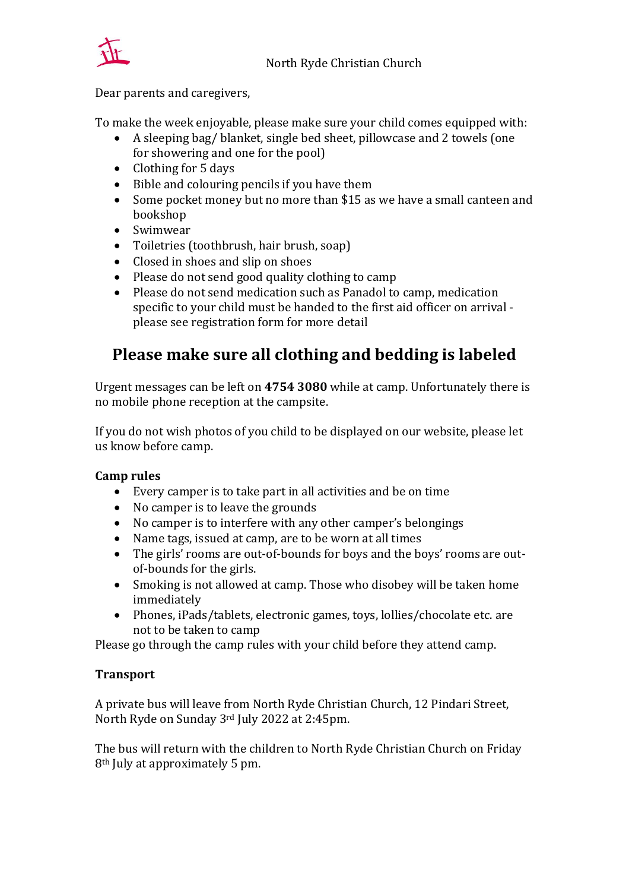North Ryde Christian Church

Dear parents and caregivers,

To make the week enjoyable, please make sure your child comes equipped with:

- A sleeping bag/ blanket, single bed sheet, pillowcase and 2 towels (one for showering and one for the pool)
- Clothing for 5 days
- Bible and colouring pencils if you have them
- Some pocket money but no more than $15 as we have a small canteen and bookshop
- Swimwear
- Toiletries (toothbrush, hair brush, soap)
- Closed in shoes and slip on shoes
- Please do not send good quality clothing to camp
- Please do not send medication such as Panadol to camp, medication specific to your child must be handed to the first aid officer on arrival - please see registration form for more detail

## Please make sure all clothing and bedding is labeled

Urgent messages can be left on **4754 3080** while at camp. Unfortunately there is no mobile phone reception at the campsite.

If you do not wish photos of you child to be displayed on our website, please let us know before camp.

**Camp rules**

- Every camper is to take part in all activities and be on time
- No camper is to leave the grounds
- No camper is to interfere with any other camper's belongings
- Name tags, issued at camp, are to be worn at all times
- The girls' rooms are out-of-bounds for boys and the boys' rooms are out-of-bounds for the girls.
- Smoking is not allowed at camp. Those who disobey will be taken home immediately
- Phones, iPads/tablets, electronic games, toys, lollies/chocolate etc. are not to be taken to camp

Please go through the camp rules with your child before they attend camp.

**Transport**

A private bus will leave from North Ryde Christian Church, 12 Pindari Street, North Ryde on Sunday 3rd July 2022 at 2:45pm.

The bus will return with the children to North Ryde Christian Church on Friday 8th July at approximately 5 pm.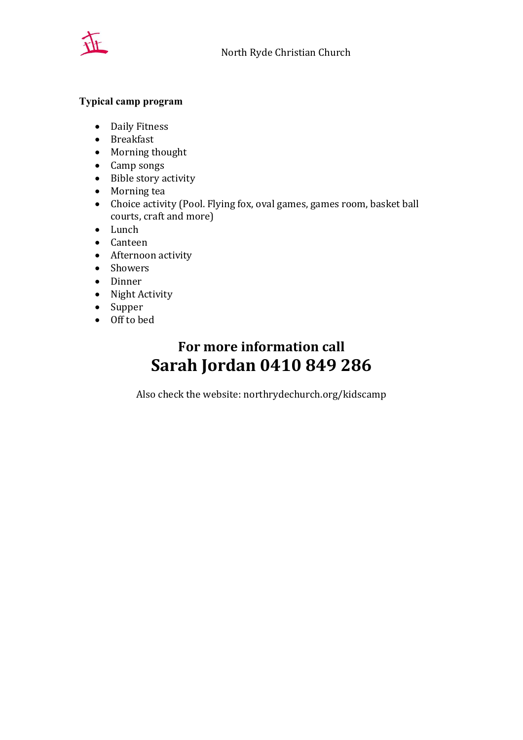**Typical camp program**

- Daily Fitness
- Breakfast
- Morning thought
- Camp songs
- Bible story activity
- Morning tea
- Choice activity (Pool. Flying fox, oval games, games room, basket ball courts, craft and more)
- Lunch
- Canteen
- Afternoon activity
- Showers
- Dinner
- Night Activity
- Supper
- Off to bed

## For more information call
# Sarah Jordan 0410 849 286

Also check the website: northrydechurch.org/kidscamp